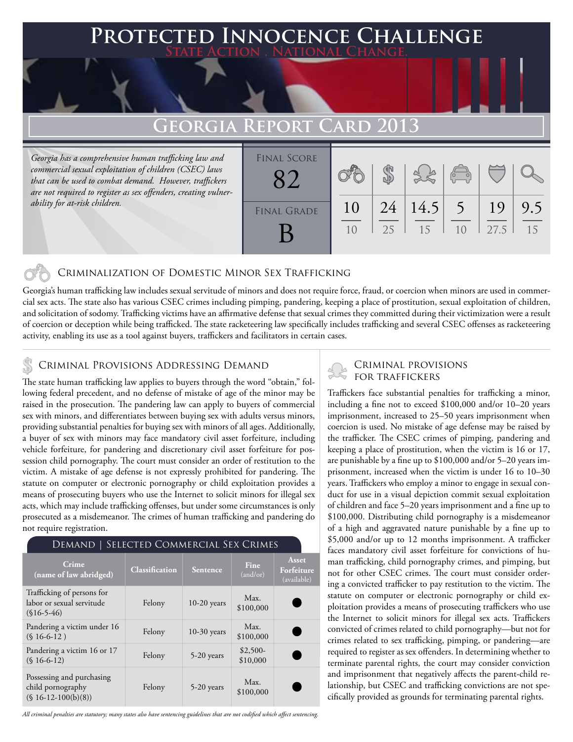# Protected Innocence Challenge

State Action . National Change.

## Georgia Report Card 2013

*Georgia has a comprehensive human trafficking law and commercial sexual exploitation of children (CSEC) laws that can be used to combat demand. However, traffickers are not required to register as sex offenders, creating vulnerability for at-risk children.*

| Final Score | Criminalization of Domestic Minor Sex Trafficking | Criminal Provisions Addressing Demand | Criminal Provisions for Traffickers | Criminal Provisions for Facilitators | Protective Provisions for the Child Victims | Criminal Justice Tools for Investigation and Prosecution |
|---|---|---|---|---|---|---|
| 82 | 10/10 | 24/25 | 14.5/15 | 5/10 | 19/27.5 | 9.5/15 |

Final Grade: **B**

## Criminalization of Domestic Minor Sex Trafficking

Georgia's human trafficking law includes sexual servitude of minors and does not require force, fraud, or coercion when minors are used in commercial sex acts. The state also has various CSEC crimes including pimping, pandering, keeping a place of prostitution, sexual exploitation of children, and solicitation of sodomy. Trafficking victims have an affirmative defense that sexual crimes they committed during their victimization were a result of coercion or deception while being trafficked. The state racketeering law specifically includes trafficking and several CSEC offenses as racketeering activity, enabling its use as a tool against buyers, traffickers and facilitators in certain cases.

## Criminal Provisions Addressing Demand

The state human trafficking law applies to buyers through the word "obtain," following federal precedent, and no defense of mistake of age of the minor may be raised in the prosecution. The pandering law can apply to buyers of commercial sex with minors, and differentiates between buying sex with adults versus minors, providing substantial penalties for buying sex with minors of all ages. Additionally, a buyer of sex with minors may face mandatory civil asset forfeiture, including vehicle forfeiture, for pandering and discretionary civil asset forfeiture for possession child pornography. The court must consider an order of restitution to the victim. A mistake of age defense is not expressly prohibited for pandering. The statute on computer or electronic pornography or child exploitation provides a means of prosecuting buyers who use the Internet to solicit minors for illegal sex acts, which may include trafficking offenses, but under some circumstances is only prosecuted as a misdemeanor. The crimes of human trafficking and pandering do not require registration.

**Demand | Selected Commercial Sex Crimes**

| Crime (name of law abridged) | Classification | Sentence | Fine (and/or) | Asset Forfeiture (available) |
|---|---|---|---|---|
| Trafficking of persons for labor or sexual servitude (§16-5-46) | Felony | 10-20 years | Max. $100,000 | ● |
| Pandering a victim under 16 (§ 16-6-12 ) | Felony | 10-30 years | Max. $100,000 | ● |
| Pandering a victim 16 or 17 (§ 16-6-12) | Felony | 5-20 years | $2,500-$10,000 | ● |
| Possessing and purchasing child pornography (§ 16-12-100(b)(8)) | Felony | 5-20 years | Max. $100,000 | ● |

*All criminal penalties are statutory; many states also have sentencing guidelines that are not codified which affect sentencing.*

## Criminal Provisions for Traffickers

Traffickers face substantial penalties for trafficking a minor, including a fine not to exceed $100,000 and/or 10–20 years imprisonment, increased to 25–50 years imprisonment when coercion is used. No mistake of age defense may be raised by the trafficker. The CSEC crimes of pimping, pandering and keeping a place of prostitution, when the victim is 16 or 17, are punishable by a fine up to $100,000 and/or 5–20 years imprisonment, increased when the victim is under 16 to 10–30 years. Traffickers who employ a minor to engage in sexual conduct for use in a visual depiction commit sexual exploitation of children and face 5–20 years imprisonment and a fine up to $100,000. Distributing child pornography is a misdemeanor of a high and aggravated nature punishable by a fine up to $5,000 and/or up to 12 months imprisonment. A trafficker faces mandatory civil asset forfeiture for convictions of human trafficking, child pornography crimes, and pimping, but not for other CSEC crimes. The court must consider ordering a convicted trafficker to pay restitution to the victim. The statute on computer or electronic pornography or child exploitation provides a means of prosecuting traffickers who use the Internet to solicit minors for illegal sex acts. Traffickers convicted of crimes related to child pornography—but not for crimes related to sex trafficking, pimping, or pandering—are required to register as sex offenders. In determining whether to terminate parental rights, the court may consider conviction and imprisonment that negatively affects the parent-child relationship, but CSEC and trafficking convictions are not specifically provided as grounds for terminating parental rights.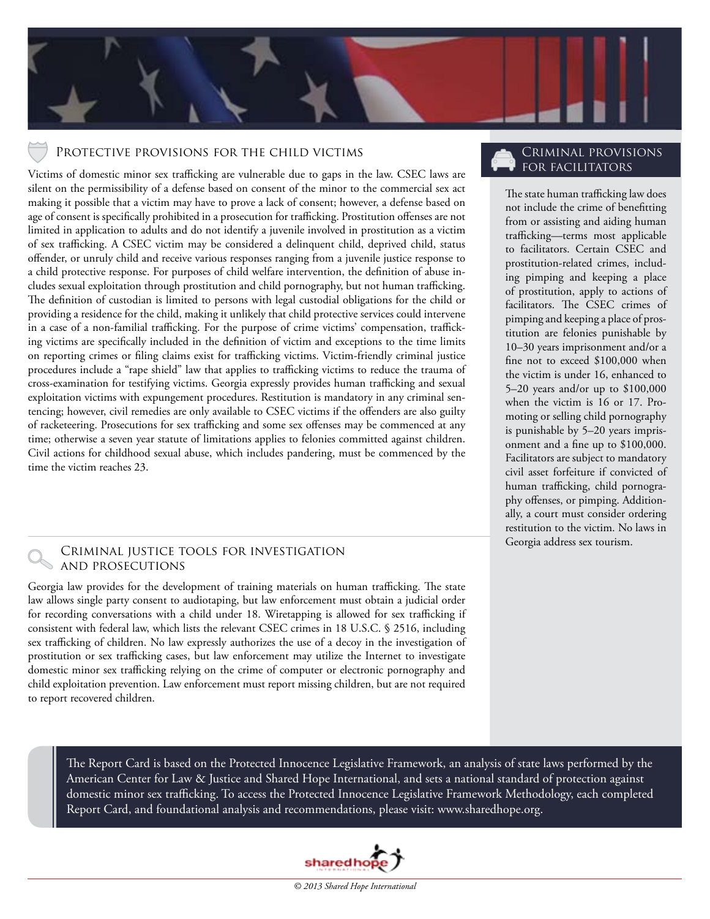## Protective provisions for the child victims

Victims of domestic minor sex trafficking are vulnerable due to gaps in the law. CSEC laws are silent on the permissibility of a defense based on consent of the minor to the commercial sex act making it possible that a victim may have to prove a lack of consent; however, a defense based on age of consent is specifically prohibited in a prosecution for trafficking. Prostitution offenses are not limited in application to adults and do not identify a juvenile involved in prostitution as a victim of sex trafficking. A CSEC victim may be considered a delinquent child, deprived child, status offender, or unruly child and receive various responses ranging from a juvenile justice response to a child protective response. For purposes of child welfare intervention, the definition of abuse includes sexual exploitation through prostitution and child pornography, but not human trafficking. The definition of custodian is limited to persons with legal custodial obligations for the child or providing a residence for the child, making it unlikely that child protective services could intervene in a case of a non-familial trafficking. For the purpose of crime victims' compensation, trafficking victims are specifically included in the definition of victim and exceptions to the time limits on reporting crimes or filing claims exist for trafficking victims. Victim-friendly criminal justice procedures include a "rape shield" law that applies to trafficking victims to reduce the trauma of cross-examination for testifying victims. Georgia expressly provides human trafficking and sexual exploitation victims with expungement procedures. Restitution is mandatory in any criminal sentencing; however, civil remedies are only available to CSEC victims if the offenders are also guilty of racketeering. Prosecutions for sex trafficking and some sex offenses may be commenced at any time; otherwise a seven year statute of limitations applies to felonies committed against children. Civil actions for childhood sexual abuse, which includes pandering, must be commenced by the time the victim reaches 23.

## Criminal justice tools for investigation and prosecutions

Georgia law provides for the development of training materials on human trafficking. The state law allows single party consent to audiotaping, but law enforcement must obtain a judicial order for recording conversations with a child under 18. Wiretapping is allowed for sex trafficking if consistent with federal law, which lists the relevant CSEC crimes in 18 U.S.C. § 2516, including sex trafficking of children. No law expressly authorizes the use of a decoy in the investigation of prostitution or sex trafficking cases, but law enforcement may utilize the Internet to investigate domestic minor sex trafficking relying on the crime of computer or electronic pornography and child exploitation prevention. Law enforcement must report missing children, but are not required to report recovered children.

## Criminal provisions for facilitators

The state human trafficking law does not include the crime of benefitting from or assisting and aiding human trafficking—terms most applicable to facilitators. Certain CSEC and prostitution-related crimes, including pimping and keeping a place of prostitution, apply to actions of facilitators. The CSEC crimes of pimping and keeping a place of prostitution are felonies punishable by 10–30 years imprisonment and/or a fine not to exceed $100,000 when the victim is under 16, enhanced to 5–20 years and/or up to $100,000 when the victim is 16 or 17. Promoting or selling child pornography is punishable by 5–20 years imprisonment and a fine up to $100,000. Facilitators are subject to mandatory civil asset forfeiture if convicted of human trafficking, child pornography offenses, or pimping. Additionally, a court must consider ordering restitution to the victim. No laws in Georgia address sex tourism.

The Report Card is based on the Protected Innocence Legislative Framework, an analysis of state laws performed by the American Center for Law & Justice and Shared Hope International, and sets a national standard of protection against domestic minor sex trafficking. To access the Protected Innocence Legislative Framework Methodology, each completed Report Card, and foundational analysis and recommendations, please visit: www.sharedhope.org.

*© 2013 Shared Hope International*